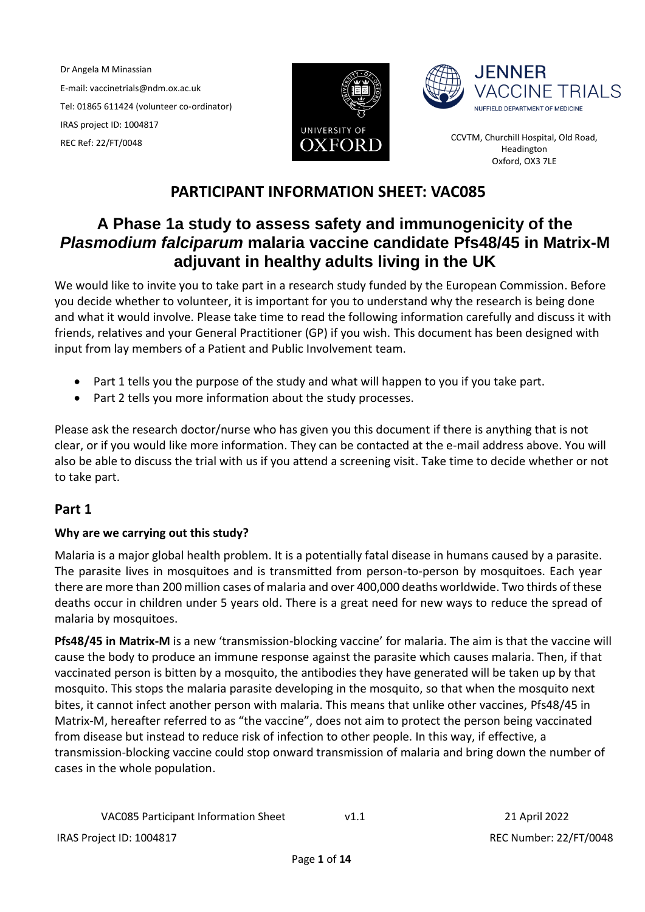Dr Angela M Minassian
E-mail: vaccinetrials@ndm.ox.ac.uk
Tel: 01865 611424 (volunteer co-ordinator)
IRAS project ID: 1004817
REC Ref: 22/FT/0048

CCVTM, Churchill Hospital, Old Road, Headington
Oxford, OX3 7LE

# PARTICIPANT INFORMATION SHEET: VAC085

# A Phase 1a study to assess safety and immunogenicity of the *Plasmodium falciparum* malaria vaccine candidate Pfs48/45 in Matrix-M adjuvant in healthy adults living in the UK

We would like to invite you to take part in a research study funded by the European Commission. Before you decide whether to volunteer, it is important for you to understand why the research is being done and what it would involve. Please take time to read the following information carefully and discuss it with friends, relatives and your General Practitioner (GP) if you wish. This document has been designed with input from lay members of a Patient and Public Involvement team.

- Part 1 tells you the purpose of the study and what will happen to you if you take part.
- Part 2 tells you more information about the study processes.

Please ask the research doctor/nurse who has given you this document if there is anything that is not clear, or if you would like more information. They can be contacted at the e-mail address above. You will also be able to discuss the trial with us if you attend a screening visit. Take time to decide whether or not to take part.

## Part 1

### Why are we carrying out this study?

Malaria is a major global health problem. It is a potentially fatal disease in humans caused by a parasite. The parasite lives in mosquitoes and is transmitted from person-to-person by mosquitoes. Each year there are more than 200 million cases of malaria and over 400,000 deaths worldwide. Two thirds of these deaths occur in children under 5 years old. There is a great need for new ways to reduce the spread of malaria by mosquitoes.

**Pfs48/45 in Matrix-M** is a new 'transmission-blocking vaccine' for malaria. The aim is that the vaccine will cause the body to produce an immune response against the parasite which causes malaria. Then, if that vaccinated person is bitten by a mosquito, the antibodies they have generated will be taken up by that mosquito. This stops the malaria parasite developing in the mosquito, so that when the mosquito next bites, it cannot infect another person with malaria. This means that unlike other vaccines, Pfs48/45 in Matrix-M, hereafter referred to as "the vaccine", does not aim to protect the person being vaccinated from disease but instead to reduce risk of infection to other people. In this way, if effective, a transmission-blocking vaccine could stop onward transmission of malaria and bring down the number of cases in the whole population.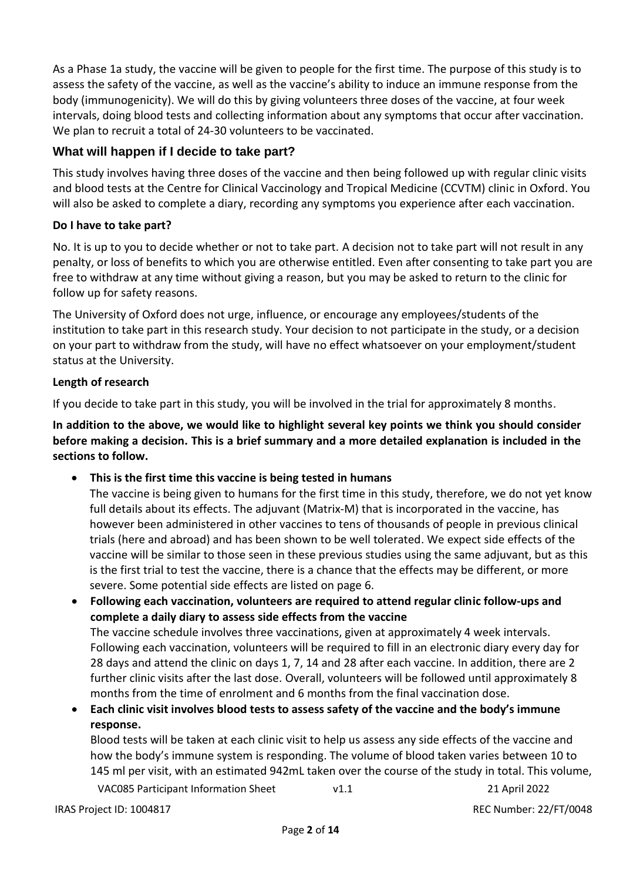As a Phase 1a study, the vaccine will be given to people for the first time. The purpose of this study is to assess the safety of the vaccine, as well as the vaccine's ability to induce an immune response from the body (immunogenicity). We will do this by giving volunteers three doses of the vaccine, at four week intervals, doing blood tests and collecting information about any symptoms that occur after vaccination. We plan to recruit a total of 24-30 volunteers to be vaccinated.

## What will happen if I decide to take part?

This study involves having three doses of the vaccine and then being followed up with regular clinic visits and blood tests at the Centre for Clinical Vaccinology and Tropical Medicine (CCVTM) clinic in Oxford. You will also be asked to complete a diary, recording any symptoms you experience after each vaccination.

### Do I have to take part?

No. It is up to you to decide whether or not to take part. A decision not to take part will not result in any penalty, or loss of benefits to which you are otherwise entitled. Even after consenting to take part you are free to withdraw at any time without giving a reason, but you may be asked to return to the clinic for follow up for safety reasons.

The University of Oxford does not urge, influence, or encourage any employees/students of the institution to take part in this research study. Your decision to not participate in the study, or a decision on your part to withdraw from the study, will have no effect whatsoever on your employment/student status at the University.

### Length of research

If you decide to take part in this study, you will be involved in the trial for approximately 8 months.

**In addition to the above, we would like to highlight several key points we think you should consider before making a decision. This is a brief summary and a more detailed explanation is included in the sections to follow.**

- **This is the first time this vaccine is being tested in humans**
  The vaccine is being given to humans for the first time in this study, therefore, we do not yet know full details about its effects. The adjuvant (Matrix-M) that is incorporated in the vaccine, has however been administered in other vaccines to tens of thousands of people in previous clinical trials (here and abroad) and has been shown to be well tolerated. We expect side effects of the vaccine will be similar to those seen in these previous studies using the same adjuvant, but as this is the first trial to test the vaccine, there is a chance that the effects may be different, or more severe. Some potential side effects are listed on page 6.
- **Following each vaccination, volunteers are required to attend regular clinic follow-ups and complete a daily diary to assess side effects from the vaccine**
  The vaccine schedule involves three vaccinations, given at approximately 4 week intervals. Following each vaccination, volunteers will be required to fill in an electronic diary every day for 28 days and attend the clinic on days 1, 7, 14 and 28 after each vaccine. In addition, there are 2 further clinic visits after the last dose. Overall, volunteers will be followed until approximately 8 months from the time of enrolment and 6 months from the final vaccination dose.
- **Each clinic visit involves blood tests to assess safety of the vaccine and the body's immune response.**
  Blood tests will be taken at each clinic visit to help us assess any side effects of the vaccine and how the body's immune system is responding. The volume of blood taken varies between 10 to 145 ml per visit, with an estimated 942mL taken over the course of the study in total. This volume,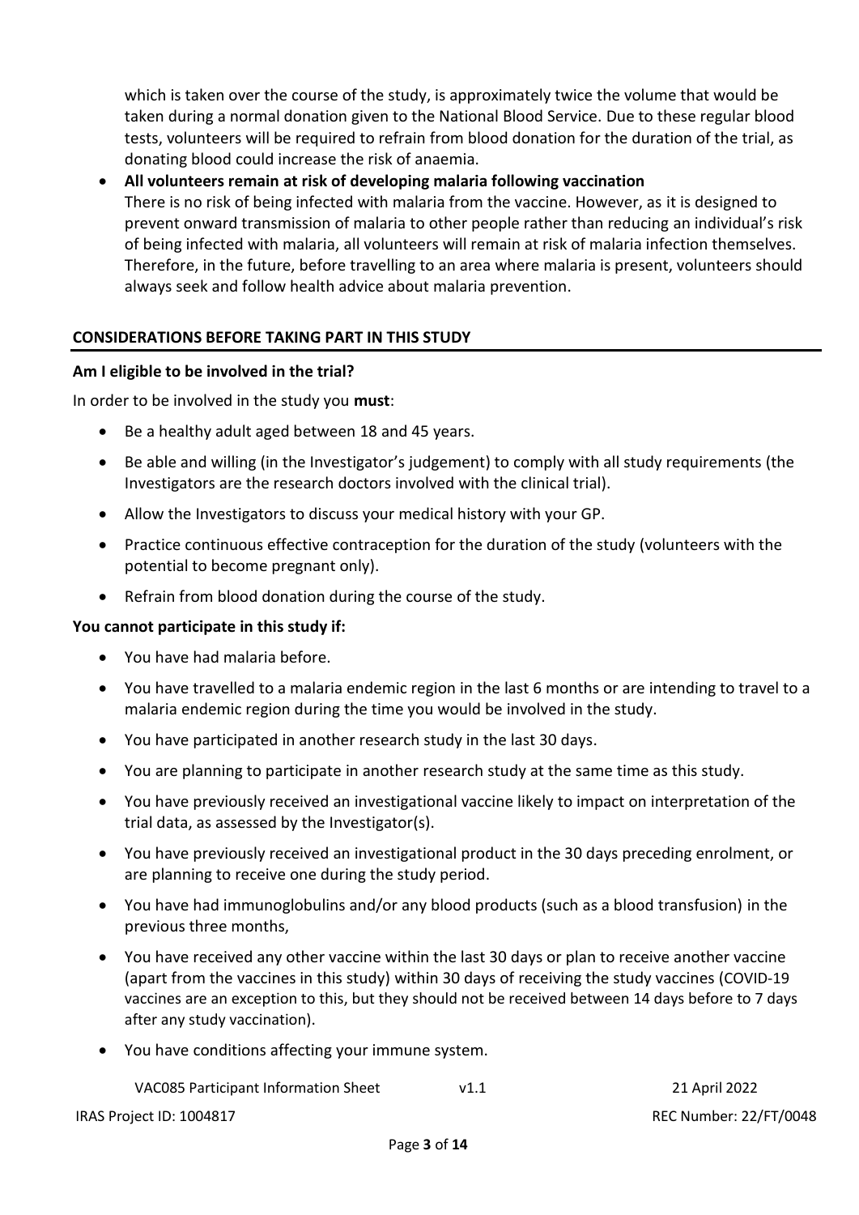which is taken over the course of the study, is approximately twice the volume that would be taken during a normal donation given to the National Blood Service. Due to these regular blood tests, volunteers will be required to refrain from blood donation for the duration of the trial, as donating blood could increase the risk of anaemia.

- **All volunteers remain at risk of developing malaria following vaccination**
  There is no risk of being infected with malaria from the vaccine. However, as it is designed to prevent onward transmission of malaria to other people rather than reducing an individual's risk of being infected with malaria, all volunteers will remain at risk of malaria infection themselves. Therefore, in the future, before travelling to an area where malaria is present, volunteers should always seek and follow health advice about malaria prevention.

## CONSIDERATIONS BEFORE TAKING PART IN THIS STUDY

### Am I eligible to be involved in the trial?

In order to be involved in the study you **must**:

- Be a healthy adult aged between 18 and 45 years.
- Be able and willing (in the Investigator's judgement) to comply with all study requirements (the Investigators are the research doctors involved with the clinical trial).
- Allow the Investigators to discuss your medical history with your GP.
- Practice continuous effective contraception for the duration of the study (volunteers with the potential to become pregnant only).
- Refrain from blood donation during the course of the study.

**You cannot participate in this study if:**

- You have had malaria before.
- You have travelled to a malaria endemic region in the last 6 months or are intending to travel to a malaria endemic region during the time you would be involved in the study.
- You have participated in another research study in the last 30 days.
- You are planning to participate in another research study at the same time as this study.
- You have previously received an investigational vaccine likely to impact on interpretation of the trial data, as assessed by the Investigator(s).
- You have previously received an investigational product in the 30 days preceding enrolment, or are planning to receive one during the study period.
- You have had immunoglobulins and/or any blood products (such as a blood transfusion) in the previous three months,
- You have received any other vaccine within the last 30 days or plan to receive another vaccine (apart from the vaccines in this study) within 30 days of receiving the study vaccines (COVID-19 vaccines are an exception to this, but they should not be received between 14 days before to 7 days after any study vaccination).
- You have conditions affecting your immune system.

VAC085 Participant Information Sheet v1.1 21 April 2022

IRAS Project ID: 1004817 REC Number: 22/FT/0048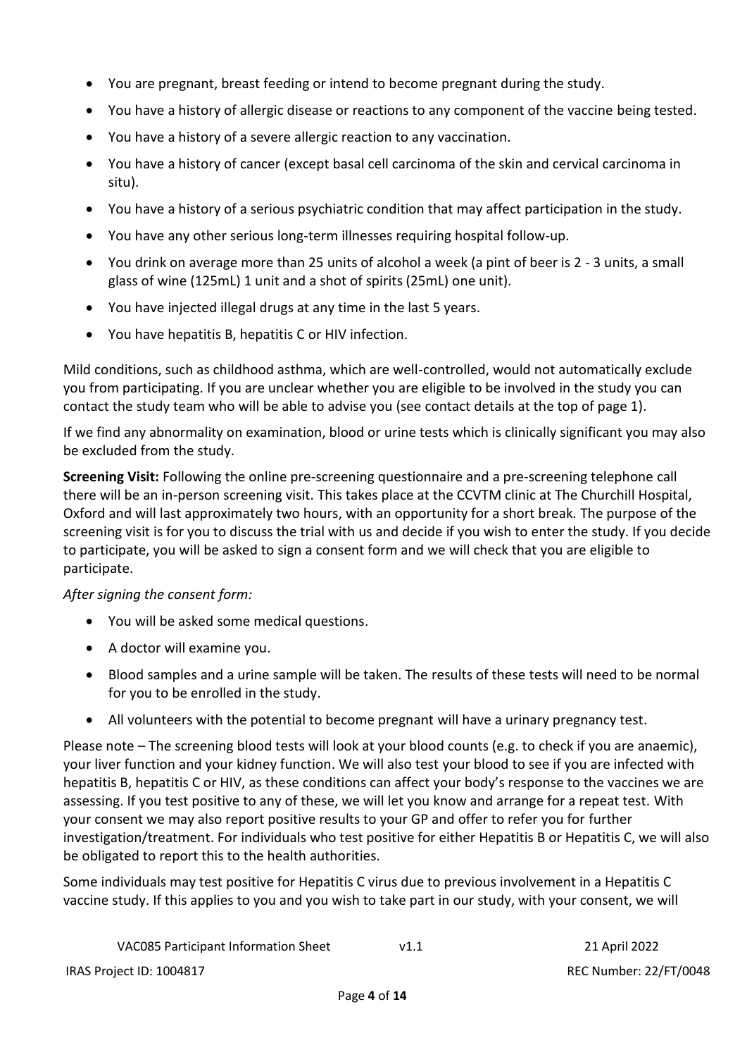- You are pregnant, breast feeding or intend to become pregnant during the study.
- You have a history of allergic disease or reactions to any component of the vaccine being tested.
- You have a history of a severe allergic reaction to any vaccination.
- You have a history of cancer (except basal cell carcinoma of the skin and cervical carcinoma in situ).
- You have a history of a serious psychiatric condition that may affect participation in the study.
- You have any other serious long-term illnesses requiring hospital follow-up.
- You drink on average more than 25 units of alcohol a week (a pint of beer is 2 - 3 units, a small glass of wine (125mL) 1 unit and a shot of spirits (25mL) one unit).
- You have injected illegal drugs at any time in the last 5 years.
- You have hepatitis B, hepatitis C or HIV infection.

Mild conditions, such as childhood asthma, which are well-controlled, would not automatically exclude you from participating. If you are unclear whether you are eligible to be involved in the study you can contact the study team who will be able to advise you (see contact details at the top of page 1).

If we find any abnormality on examination, blood or urine tests which is clinically significant you may also be excluded from the study.

**Screening Visit:** Following the online pre-screening questionnaire and a pre-screening telephone call there will be an in-person screening visit. This takes place at the CCVTM clinic at The Churchill Hospital, Oxford and will last approximately two hours, with an opportunity for a short break. The purpose of the screening visit is for you to discuss the trial with us and decide if you wish to enter the study. If you decide to participate, you will be asked to sign a consent form and we will check that you are eligible to participate.

*After signing the consent form:*

- You will be asked some medical questions.
- A doctor will examine you.
- Blood samples and a urine sample will be taken. The results of these tests will need to be normal for you to be enrolled in the study.
- All volunteers with the potential to become pregnant will have a urinary pregnancy test.

Please note – The screening blood tests will look at your blood counts (e.g. to check if you are anaemic), your liver function and your kidney function. We will also test your blood to see if you are infected with hepatitis B, hepatitis C or HIV, as these conditions can affect your body's response to the vaccines we are assessing. If you test positive to any of these, we will let you know and arrange for a repeat test. With your consent we may also report positive results to your GP and offer to refer you for further investigation/treatment. For individuals who test positive for either Hepatitis B or Hepatitis C, we will also be obligated to report this to the health authorities.

Some individuals may test positive for Hepatitis C virus due to previous involvement in a Hepatitis C vaccine study. If this applies to you and you wish to take part in our study, with your consent, we will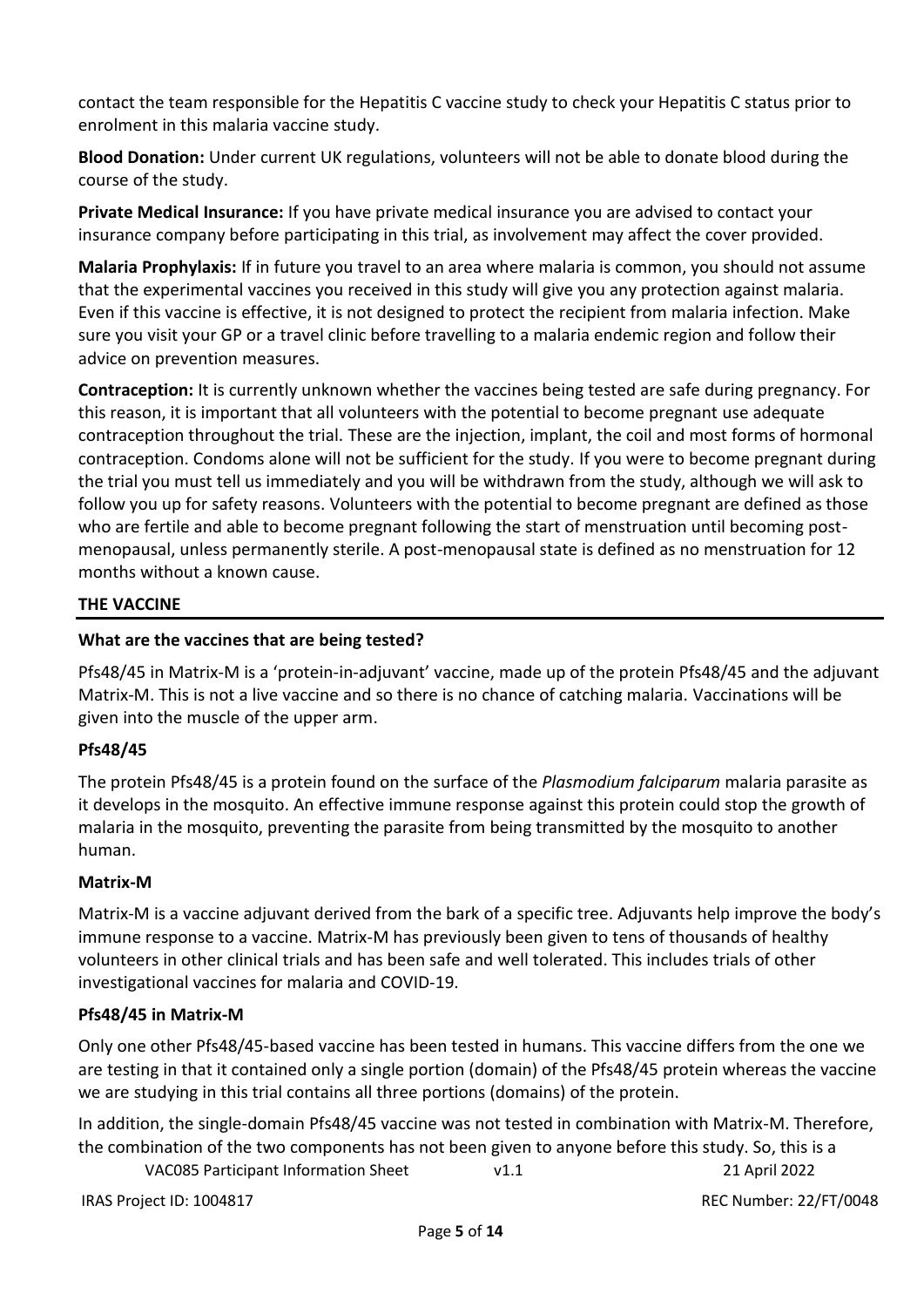contact the team responsible for the Hepatitis C vaccine study to check your Hepatitis C status prior to enrolment in this malaria vaccine study.

**Blood Donation:** Under current UK regulations, volunteers will not be able to donate blood during the course of the study.

**Private Medical Insurance:** If you have private medical insurance you are advised to contact your insurance company before participating in this trial, as involvement may affect the cover provided.

**Malaria Prophylaxis:** If in future you travel to an area where malaria is common, you should not assume that the experimental vaccines you received in this study will give you any protection against malaria. Even if this vaccine is effective, it is not designed to protect the recipient from malaria infection. Make sure you visit your GP or a travel clinic before travelling to a malaria endemic region and follow their advice on prevention measures.

**Contraception:** It is currently unknown whether the vaccines being tested are safe during pregnancy. For this reason, it is important that all volunteers with the potential to become pregnant use adequate contraception throughout the trial. These are the injection, implant, the coil and most forms of hormonal contraception. Condoms alone will not be sufficient for the study. If you were to become pregnant during the trial you must tell us immediately and you will be withdrawn from the study, although we will ask to follow you up for safety reasons. Volunteers with the potential to become pregnant are defined as those who are fertile and able to become pregnant following the start of menstruation until becoming post-menopausal, unless permanently sterile. A post-menopausal state is defined as no menstruation for 12 months without a known cause.

## THE VACCINE

### What are the vaccines that are being tested?

Pfs48/45 in Matrix-M is a 'protein-in-adjuvant' vaccine, made up of the protein Pfs48/45 and the adjuvant Matrix-M. This is not a live vaccine and so there is no chance of catching malaria. Vaccinations will be given into the muscle of the upper arm.

### Pfs48/45

The protein Pfs48/45 is a protein found on the surface of the *Plasmodium falciparum* malaria parasite as it develops in the mosquito. An effective immune response against this protein could stop the growth of malaria in the mosquito, preventing the parasite from being transmitted by the mosquito to another human.

### Matrix-M

Matrix-M is a vaccine adjuvant derived from the bark of a specific tree. Adjuvants help improve the body's immune response to a vaccine. Matrix-M has previously been given to tens of thousands of healthy volunteers in other clinical trials and has been safe and well tolerated. This includes trials of other investigational vaccines for malaria and COVID-19.

### Pfs48/45 in Matrix-M

Only one other Pfs48/45-based vaccine has been tested in humans. This vaccine differs from the one we are testing in that it contained only a single portion (domain) of the Pfs48/45 protein whereas the vaccine we are studying in this trial contains all three portions (domains) of the protein.

In addition, the single-domain Pfs48/45 vaccine was not tested in combination with Matrix-M. Therefore, the combination of the two components has not been given to anyone before this study. So, this is a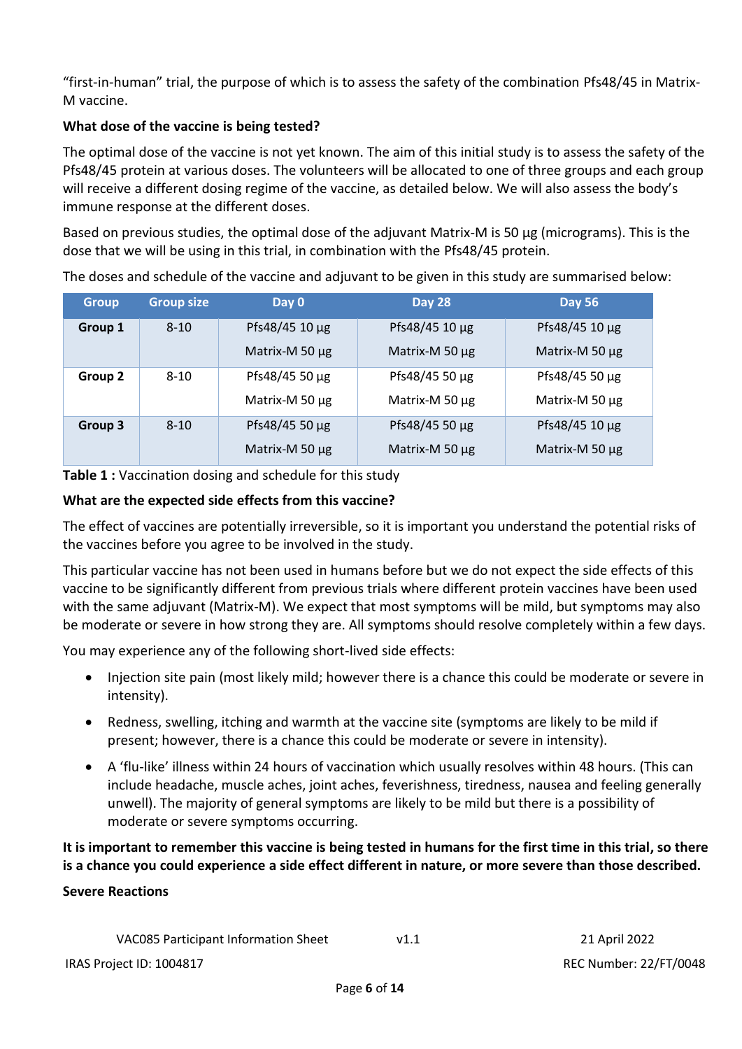"first-in-human" trial, the purpose of which is to assess the safety of the combination Pfs48/45 in Matrix-M vaccine.

**What dose of the vaccine is being tested?**

The optimal dose of the vaccine is not yet known. The aim of this initial study is to assess the safety of the Pfs48/45 protein at various doses. The volunteers will be allocated to one of three groups and each group will receive a different dosing regime of the vaccine, as detailed below. We will also assess the body's immune response at the different doses.

Based on previous studies, the optimal dose of the adjuvant Matrix-M is 50 µg (micrograms). This is the dose that we will be using in this trial, in combination with the Pfs48/45 protein.

The doses and schedule of the vaccine and adjuvant to be given in this study are summarised below:

| Group | Group size | Day 0 | Day 28 | Day 56 |
|---|---|---|---|---|
| **Group 1** | 8-10 | Pfs48/45 10 µg<br>Matrix-M 50 µg | Pfs48/45 10 µg<br>Matrix-M 50 µg | Pfs48/45 10 µg<br>Matrix-M 50 µg |
| **Group 2** | 8-10 | Pfs48/45 50 µg<br>Matrix-M 50 µg | Pfs48/45 50 µg<br>Matrix-M 50 µg | Pfs48/45 50 µg<br>Matrix-M 50 µg |
| **Group 3** | 8-10 | Pfs48/45 50 µg<br>Matrix-M 50 µg | Pfs48/45 50 µg<br>Matrix-M 50 µg | Pfs48/45 10 µg<br>Matrix-M 50 µg |

**Table 1 :** Vaccination dosing and schedule for this study

**What are the expected side effects from this vaccine?**

The effect of vaccines are potentially irreversible, so it is important you understand the potential risks of the vaccines before you agree to be involved in the study.

This particular vaccine has not been used in humans before but we do not expect the side effects of this vaccine to be significantly different from previous trials where different protein vaccines have been used with the same adjuvant (Matrix-M). We expect that most symptoms will be mild, but symptoms may also be moderate or severe in how strong they are. All symptoms should resolve completely within a few days.

You may experience any of the following short-lived side effects:

- Injection site pain (most likely mild; however there is a chance this could be moderate or severe in intensity).
- Redness, swelling, itching and warmth at the vaccine site (symptoms are likely to be mild if present; however, there is a chance this could be moderate or severe in intensity).
- A 'flu-like' illness within 24 hours of vaccination which usually resolves within 48 hours. (This can include headache, muscle aches, joint aches, feverishness, tiredness, nausea and feeling generally unwell). The majority of general symptoms are likely to be mild but there is a possibility of moderate or severe symptoms occurring.

**It is important to remember this vaccine is being tested in humans for the first time in this trial, so there is a chance you could experience a side effect different in nature, or more severe than those described.**

**Severe Reactions**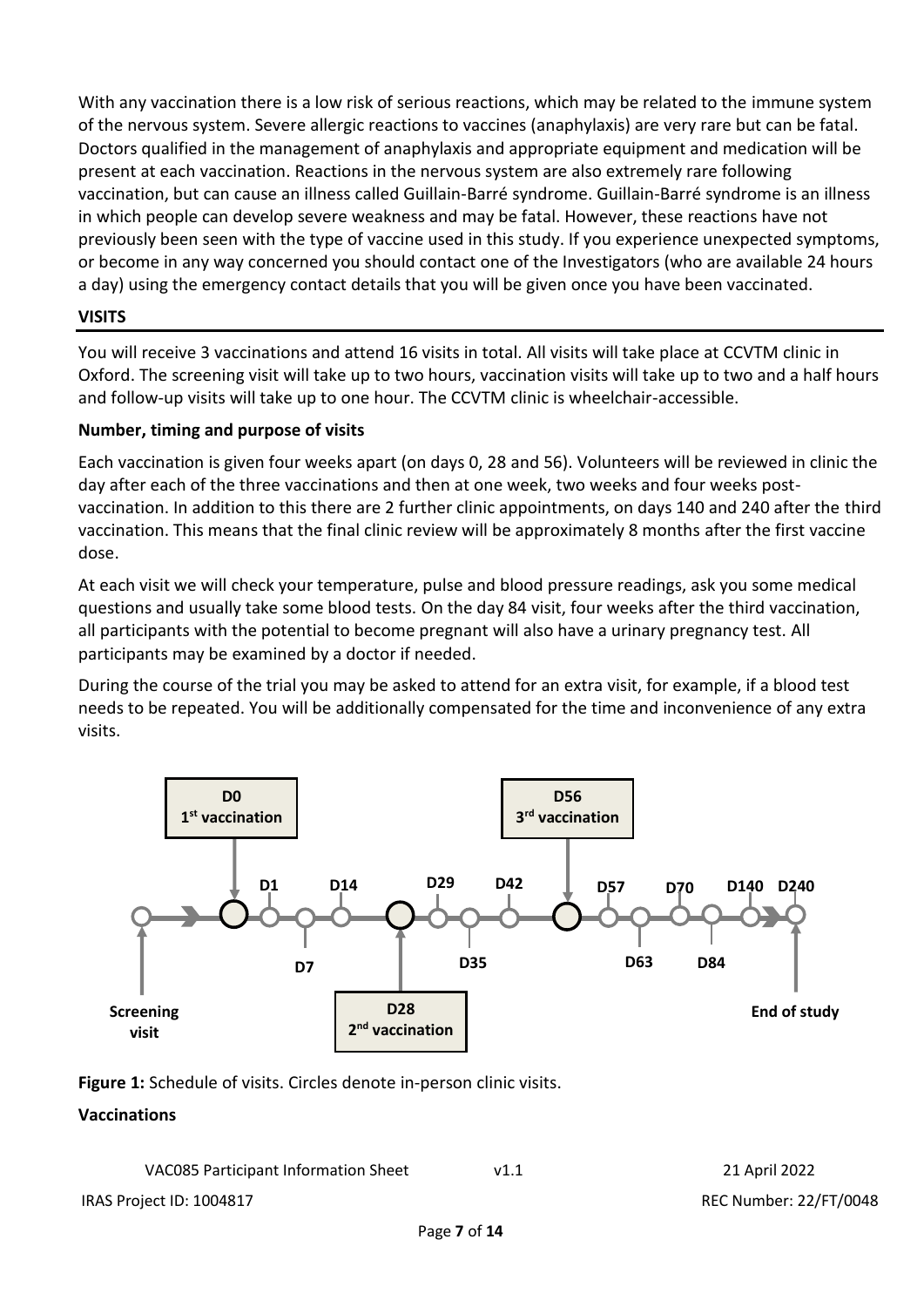With any vaccination there is a low risk of serious reactions, which may be related to the immune system of the nervous system. Severe allergic reactions to vaccines (anaphylaxis) are very rare but can be fatal. Doctors qualified in the management of anaphylaxis and appropriate equipment and medication will be present at each vaccination. Reactions in the nervous system are also extremely rare following vaccination, but can cause an illness called Guillain-Barré syndrome. Guillain-Barré syndrome is an illness in which people can develop severe weakness and may be fatal. However, these reactions have not previously been seen with the type of vaccine used in this study. If you experience unexpected symptoms, or become in any way concerned you should contact one of the Investigators (who are available 24 hours a day) using the emergency contact details that you will be given once you have been vaccinated.

## VISITS

You will receive 3 vaccinations and attend 16 visits in total. All visits will take place at CCVTM clinic in Oxford. The screening visit will take up to two hours, vaccination visits will take up to two and a half hours and follow-up visits will take up to one hour. The CCVTM clinic is wheelchair-accessible.

### Number, timing and purpose of visits

Each vaccination is given four weeks apart (on days 0, 28 and 56). Volunteers will be reviewed in clinic the day after each of the three vaccinations and then at one week, two weeks and four weeks post-vaccination. In addition to this there are 2 further clinic appointments, on days 140 and 240 after the third vaccination. This means that the final clinic review will be approximately 8 months after the first vaccine dose.

At each visit we will check your temperature, pulse and blood pressure readings, ask you some medical questions and usually take some blood tests. On the day 84 visit, four weeks after the third vaccination, all participants with the potential to become pregnant will also have a urinary pregnancy test. All participants may be examined by a doctor if needed.

During the course of the trial you may be asked to attend for an extra visit, for example, if a blood test needs to be repeated. You will be additionally compensated for the time and inconvenience of any extra visits.

Screening visit → **D0 1st vaccination** → D1 → D7 → D14 → **D28 2nd vaccination** → D29 → D35 → D42 → **D56 3rd vaccination** → D57 → D63 → D70 → D84 → D140 → D240 (End of study)

**Figure 1:** Schedule of visits. Circles denote in-person clinic visits.

### Vaccinations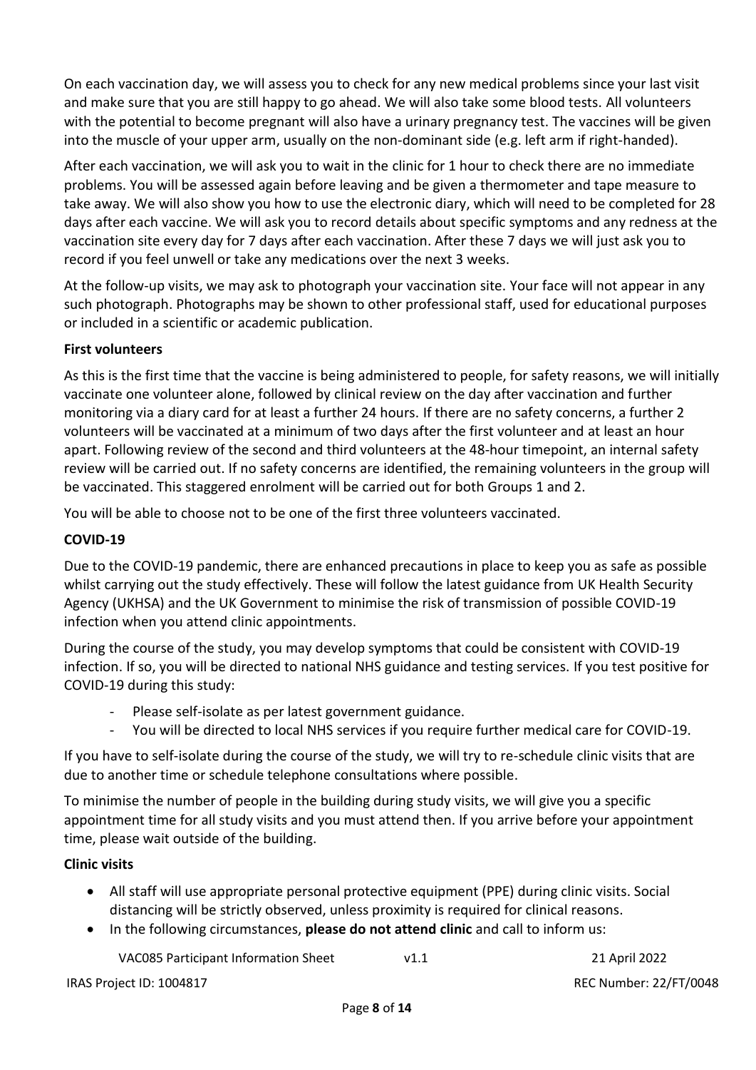On each vaccination day, we will assess you to check for any new medical problems since your last visit and make sure that you are still happy to go ahead. We will also take some blood tests. All volunteers with the potential to become pregnant will also have a urinary pregnancy test. The vaccines will be given into the muscle of your upper arm, usually on the non-dominant side (e.g. left arm if right-handed).

After each vaccination, we will ask you to wait in the clinic for 1 hour to check there are no immediate problems. You will be assessed again before leaving and be given a thermometer and tape measure to take away. We will also show you how to use the electronic diary, which will need to be completed for 28 days after each vaccine. We will ask you to record details about specific symptoms and any redness at the vaccination site every day for 7 days after each vaccination. After these 7 days we will just ask you to record if you feel unwell or take any medications over the next 3 weeks.

At the follow-up visits, we may ask to photograph your vaccination site. Your face will not appear in any such photograph. Photographs may be shown to other professional staff, used for educational purposes or included in a scientific or academic publication.

**First volunteers**

As this is the first time that the vaccine is being administered to people, for safety reasons, we will initially vaccinate one volunteer alone, followed by clinical review on the day after vaccination and further monitoring via a diary card for at least a further 24 hours. If there are no safety concerns, a further 2 volunteers will be vaccinated at a minimum of two days after the first volunteer and at least an hour apart. Following review of the second and third volunteers at the 48-hour timepoint, an internal safety review will be carried out. If no safety concerns are identified, the remaining volunteers in the group will be vaccinated. This staggered enrolment will be carried out for both Groups 1 and 2.

You will be able to choose not to be one of the first three volunteers vaccinated.

**COVID-19**

Due to the COVID-19 pandemic, there are enhanced precautions in place to keep you as safe as possible whilst carrying out the study effectively. These will follow the latest guidance from UK Health Security Agency (UKHSA) and the UK Government to minimise the risk of transmission of possible COVID-19 infection when you attend clinic appointments.

During the course of the study, you may develop symptoms that could be consistent with COVID-19 infection. If so, you will be directed to national NHS guidance and testing services. If you test positive for COVID-19 during this study:

- Please self-isolate as per latest government guidance.
- You will be directed to local NHS services if you require further medical care for COVID-19.

If you have to self-isolate during the course of the study, we will try to re-schedule clinic visits that are due to another time or schedule telephone consultations where possible.

To minimise the number of people in the building during study visits, we will give you a specific appointment time for all study visits and you must attend then. If you arrive before your appointment time, please wait outside of the building.

**Clinic visits**

- All staff will use appropriate personal protective equipment (PPE) during clinic visits. Social distancing will be strictly observed, unless proximity is required for clinical reasons.
- In the following circumstances, **please do not attend clinic** and call to inform us: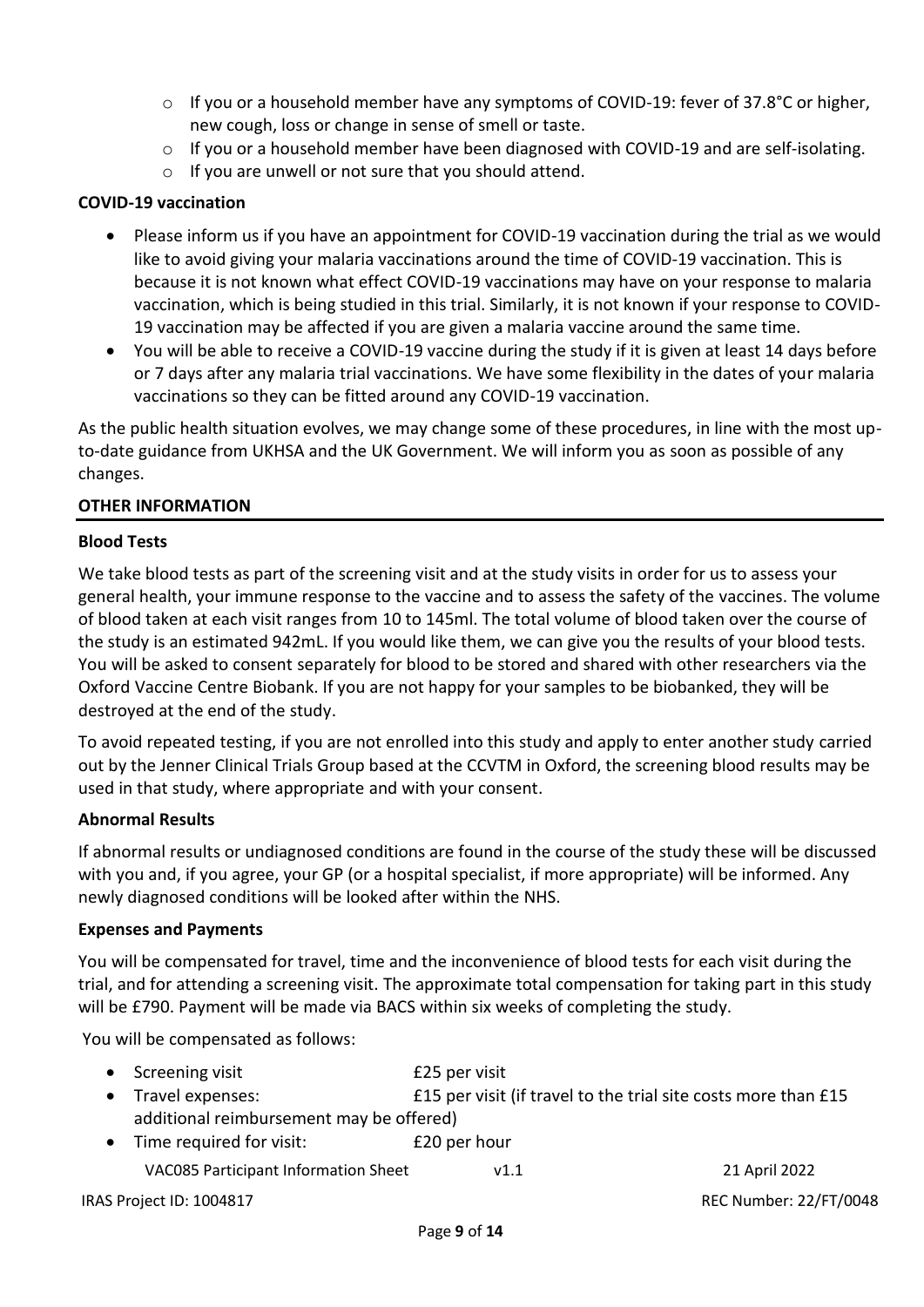- If you or a household member have any symptoms of COVID-19: fever of 37.8°C or higher, new cough, loss or change in sense of smell or taste.
   - If you or a household member have been diagnosed with COVID-19 and are self-isolating.
   - If you are unwell or not sure that you should attend.

**COVID-19 vaccination**

- Please inform us if you have an appointment for COVID-19 vaccination during the trial as we would like to avoid giving your malaria vaccinations around the time of COVID-19 vaccination. This is because it is not known what effect COVID-19 vaccinations may have on your response to malaria vaccination, which is being studied in this trial. Similarly, it is not known if your response to COVID-19 vaccination may be affected if you are given a malaria vaccine around the same time.
- You will be able to receive a COVID-19 vaccine during the study if it is given at least 14 days before or 7 days after any malaria trial vaccinations. We have some flexibility in the dates of your malaria vaccinations so they can be fitted around any COVID-19 vaccination.

As the public health situation evolves, we may change some of these procedures, in line with the most up-to-date guidance from UKHSA and the UK Government. We will inform you as soon as possible of any changes.

## OTHER INFORMATION

**Blood Tests**

We take blood tests as part of the screening visit and at the study visits in order for us to assess your general health, your immune response to the vaccine and to assess the safety of the vaccines. The volume of blood taken at each visit ranges from 10 to 145ml. The total volume of blood taken over the course of the study is an estimated 942mL. If you would like them, we can give you the results of your blood tests. You will be asked to consent separately for blood to be stored and shared with other researchers via the Oxford Vaccine Centre Biobank. If you are not happy for your samples to be biobanked, they will be destroyed at the end of the study.

To avoid repeated testing, if you are not enrolled into this study and apply to enter another study carried out by the Jenner Clinical Trials Group based at the CCVTM in Oxford, the screening blood results may be used in that study, where appropriate and with your consent.

**Abnormal Results**

If abnormal results or undiagnosed conditions are found in the course of the study these will be discussed with you and, if you agree, your GP (or a hospital specialist, if more appropriate) will be informed. Any newly diagnosed conditions will be looked after within the NHS.

**Expenses and Payments**

You will be compensated for travel, time and the inconvenience of blood tests for each visit during the trial, and for attending a screening visit. The approximate total compensation for taking part in this study will be £790. Payment will be made via BACS within six weeks of completing the study.

You will be compensated as follows:

- Screening visit — £25 per visit
- Travel expenses: — £15 per visit (if travel to the trial site costs more than £15 additional reimbursement may be offered)
- Time required for visit: — £20 per hour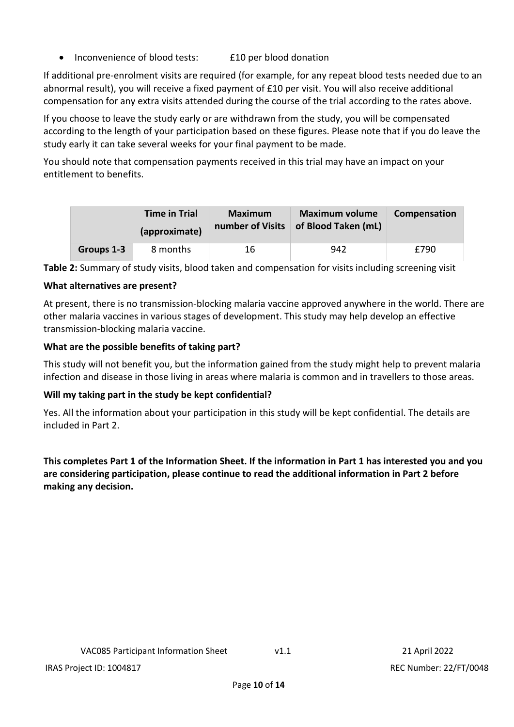- Inconvenience of blood tests: £10 per blood donation

If additional pre-enrolment visits are required (for example, for any repeat blood tests needed due to an abnormal result), you will receive a fixed payment of £10 per visit. You will also receive additional compensation for any extra visits attended during the course of the trial according to the rates above.

If you choose to leave the study early or are withdrawn from the study, you will be compensated according to the length of your participation based on these figures. Please note that if you do leave the study early it can take several weeks for your final payment to be made.

You should note that compensation payments received in this trial may have an impact on your entitlement to benefits.

| | Time in Trial (approximate) | Maximum number of Visits | Maximum volume of Blood Taken (mL) | Compensation |
|---|---|---|---|---|
| **Groups 1-3** | 8 months | 16 | 942 | £790 |

**Table 2:** Summary of study visits, blood taken and compensation for visits including screening visit

**What alternatives are present?**

At present, there is no transmission-blocking malaria vaccine approved anywhere in the world. There are other malaria vaccines in various stages of development. This study may help develop an effective transmission-blocking malaria vaccine.

**What are the possible benefits of taking part?**

This study will not benefit you, but the information gained from the study might help to prevent malaria infection and disease in those living in areas where malaria is common and in travellers to those areas.

**Will my taking part in the study be kept confidential?**

Yes. All the information about your participation in this study will be kept confidential. The details are included in Part 2.

**This completes Part 1 of the Information Sheet. If the information in Part 1 has interested you and you are considering participation, please continue to read the additional information in Part 2 before making any decision.**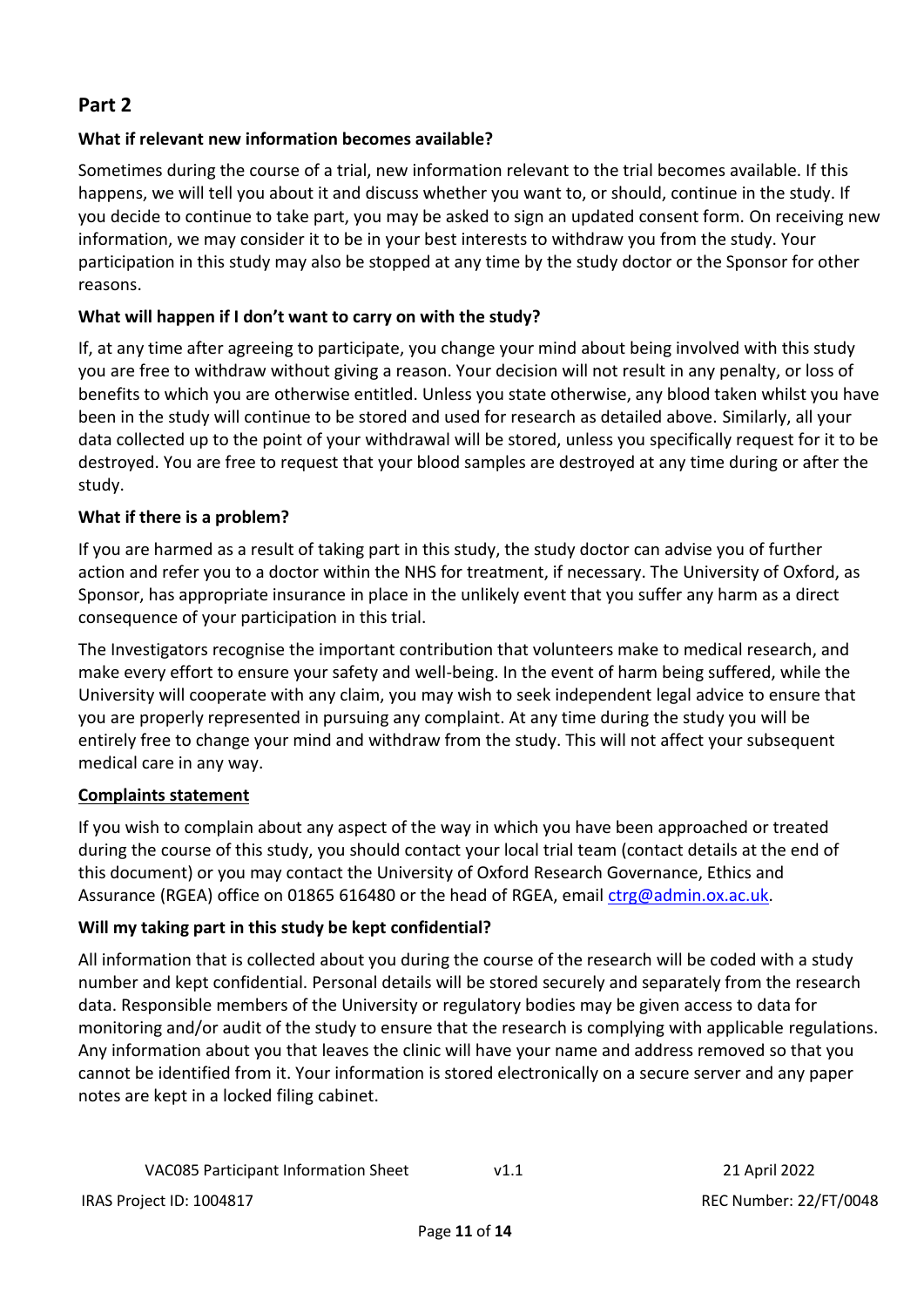## Part 2

### What if relevant new information becomes available?

Sometimes during the course of a trial, new information relevant to the trial becomes available. If this happens, we will tell you about it and discuss whether you want to, or should, continue in the study. If you decide to continue to take part, you may be asked to sign an updated consent form. On receiving new information, we may consider it to be in your best interests to withdraw you from the study. Your participation in this study may also be stopped at any time by the study doctor or the Sponsor for other reasons.

### What will happen if I don't want to carry on with the study?

If, at any time after agreeing to participate, you change your mind about being involved with this study you are free to withdraw without giving a reason. Your decision will not result in any penalty, or loss of benefits to which you are otherwise entitled. Unless you state otherwise, any blood taken whilst you have been in the study will continue to be stored and used for research as detailed above. Similarly, all your data collected up to the point of your withdrawal will be stored, unless you specifically request for it to be destroyed. You are free to request that your blood samples are destroyed at any time during or after the study.

### What if there is a problem?

If you are harmed as a result of taking part in this study, the study doctor can advise you of further action and refer you to a doctor within the NHS for treatment, if necessary. The University of Oxford, as Sponsor, has appropriate insurance in place in the unlikely event that you suffer any harm as a direct consequence of your participation in this trial.

The Investigators recognise the important contribution that volunteers make to medical research, and make every effort to ensure your safety and well-being. In the event of harm being suffered, while the University will cooperate with any claim, you may wish to seek independent legal advice to ensure that you are properly represented in pursuing any complaint. At any time during the study you will be entirely free to change your mind and withdraw from the study. This will not affect your subsequent medical care in any way.

### Complaints statement

If you wish to complain about any aspect of the way in which you have been approached or treated during the course of this study, you should contact your local trial team (contact details at the end of this document) or you may contact the University of Oxford Research Governance, Ethics and Assurance (RGEA) office on 01865 616480 or the head of RGEA, email ctrg@admin.ox.ac.uk.

### Will my taking part in this study be kept confidential?

All information that is collected about you during the course of the research will be coded with a study number and kept confidential. Personal details will be stored securely and separately from the research data. Responsible members of the University or regulatory bodies may be given access to data for monitoring and/or audit of the study to ensure that the research is complying with applicable regulations. Any information about you that leaves the clinic will have your name and address removed so that you cannot be identified from it. Your information is stored electronically on a secure server and any paper notes are kept in a locked filing cabinet.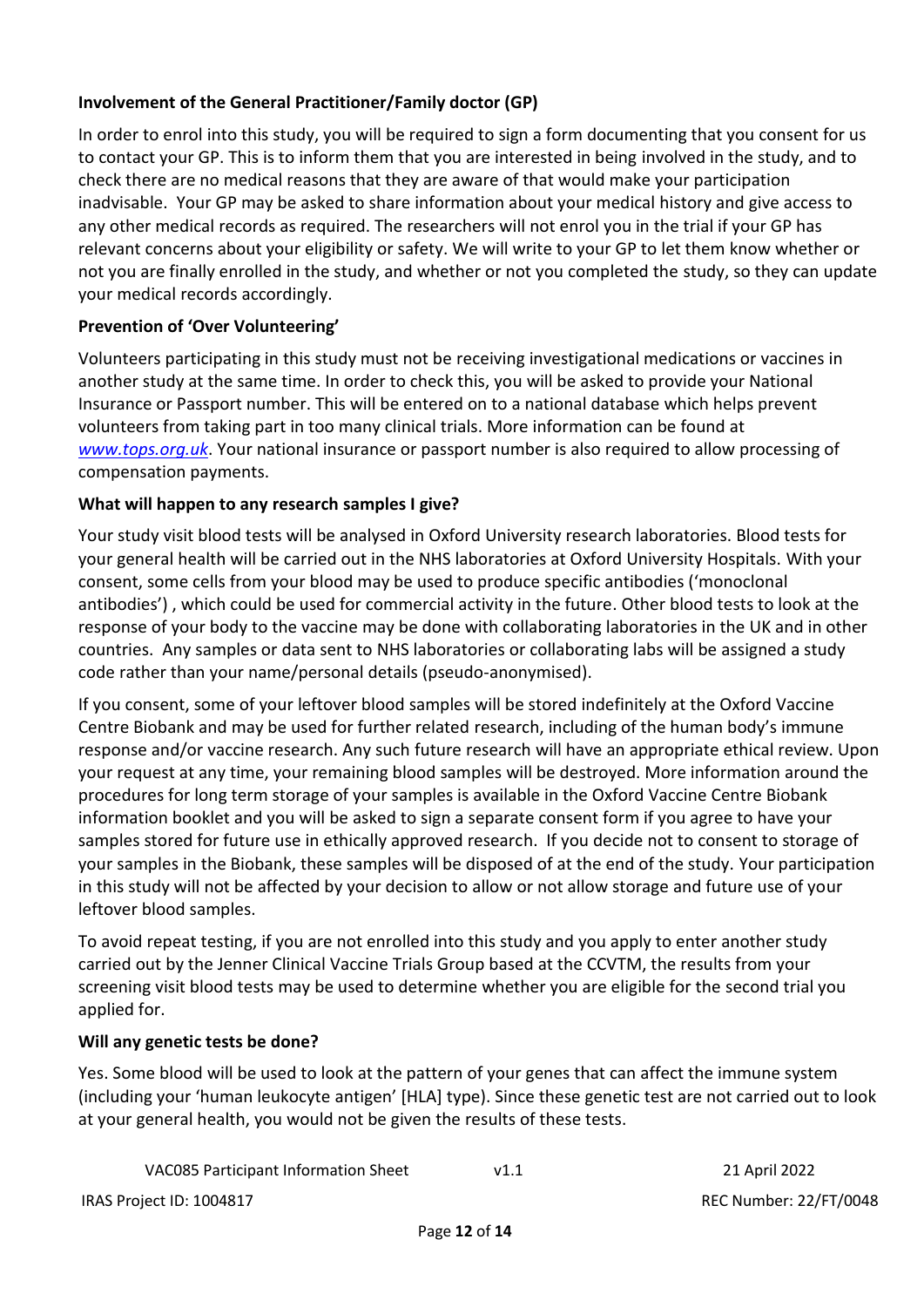### Involvement of the General Practitioner/Family doctor (GP)

In order to enrol into this study, you will be required to sign a form documenting that you consent for us to contact your GP. This is to inform them that you are interested in being involved in the study, and to check there are no medical reasons that they are aware of that would make your participation inadvisable. Your GP may be asked to share information about your medical history and give access to any other medical records as required. The researchers will not enrol you in the trial if your GP has relevant concerns about your eligibility or safety. We will write to your GP to let them know whether or not you are finally enrolled in the study, and whether or not you completed the study, so they can update your medical records accordingly.

### Prevention of 'Over Volunteering'

Volunteers participating in this study must not be receiving investigational medications or vaccines in another study at the same time. In order to check this, you will be asked to provide your National Insurance or Passport number. This will be entered on to a national database which helps prevent volunteers from taking part in too many clinical trials. More information can be found at *www.tops.org.uk*. Your national insurance or passport number is also required to allow processing of compensation payments.

### What will happen to any research samples I give?

Your study visit blood tests will be analysed in Oxford University research laboratories. Blood tests for your general health will be carried out in the NHS laboratories at Oxford University Hospitals. With your consent, some cells from your blood may be used to produce specific antibodies ('monoclonal antibodies') , which could be used for commercial activity in the future. Other blood tests to look at the response of your body to the vaccine may be done with collaborating laboratories in the UK and in other countries. Any samples or data sent to NHS laboratories or collaborating labs will be assigned a study code rather than your name/personal details (pseudo-anonymised).

If you consent, some of your leftover blood samples will be stored indefinitely at the Oxford Vaccine Centre Biobank and may be used for further related research, including of the human body's immune response and/or vaccine research. Any such future research will have an appropriate ethical review. Upon your request at any time, your remaining blood samples will be destroyed. More information around the procedures for long term storage of your samples is available in the Oxford Vaccine Centre Biobank information booklet and you will be asked to sign a separate consent form if you agree to have your samples stored for future use in ethically approved research. If you decide not to consent to storage of your samples in the Biobank, these samples will be disposed of at the end of the study. Your participation in this study will not be affected by your decision to allow or not allow storage and future use of your leftover blood samples.

To avoid repeat testing, if you are not enrolled into this study and you apply to enter another study carried out by the Jenner Clinical Vaccine Trials Group based at the CCVTM, the results from your screening visit blood tests may be used to determine whether you are eligible for the second trial you applied for.

### Will any genetic tests be done?

Yes. Some blood will be used to look at the pattern of your genes that can affect the immune system (including your 'human leukocyte antigen' [HLA] type). Since these genetic test are not carried out to look at your general health, you would not be given the results of these tests.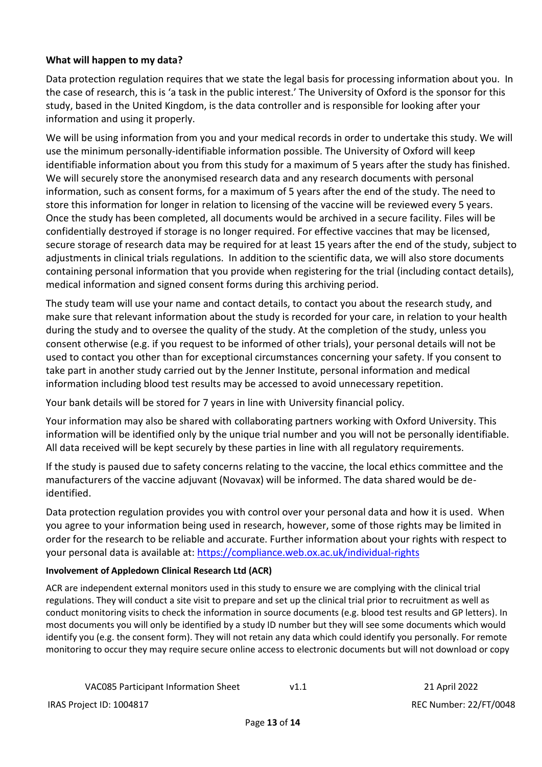**What will happen to my data?**

Data protection regulation requires that we state the legal basis for processing information about you. In the case of research, this is 'a task in the public interest.' The University of Oxford is the sponsor for this study, based in the United Kingdom, is the data controller and is responsible for looking after your information and using it properly.

We will be using information from you and your medical records in order to undertake this study. We will use the minimum personally-identifiable information possible. The University of Oxford will keep identifiable information about you from this study for a maximum of 5 years after the study has finished. We will securely store the anonymised research data and any research documents with personal information, such as consent forms, for a maximum of 5 years after the end of the study. The need to store this information for longer in relation to licensing of the vaccine will be reviewed every 5 years. Once the study has been completed, all documents would be archived in a secure facility. Files will be confidentially destroyed if storage is no longer required. For effective vaccines that may be licensed, secure storage of research data may be required for at least 15 years after the end of the study, subject to adjustments in clinical trials regulations. In addition to the scientific data, we will also store documents containing personal information that you provide when registering for the trial (including contact details), medical information and signed consent forms during this archiving period.

The study team will use your name and contact details, to contact you about the research study, and make sure that relevant information about the study is recorded for your care, in relation to your health during the study and to oversee the quality of the study. At the completion of the study, unless you consent otherwise (e.g. if you request to be informed of other trials), your personal details will not be used to contact you other than for exceptional circumstances concerning your safety. If you consent to take part in another study carried out by the Jenner Institute, personal information and medical information including blood test results may be accessed to avoid unnecessary repetition.

Your bank details will be stored for 7 years in line with University financial policy.

Your information may also be shared with collaborating partners working with Oxford University. This information will be identified only by the unique trial number and you will not be personally identifiable. All data received will be kept securely by these parties in line with all regulatory requirements.

If the study is paused due to safety concerns relating to the vaccine, the local ethics committee and the manufacturers of the vaccine adjuvant (Novavax) will be informed. The data shared would be de-identified.

Data protection regulation provides you with control over your personal data and how it is used. When you agree to your information being used in research, however, some of those rights may be limited in order for the research to be reliable and accurate. Further information about your rights with respect to your personal data is available at: https://compliance.web.ox.ac.uk/individual-rights

**Involvement of Appledown Clinical Research Ltd (ACR)**

ACR are independent external monitors used in this study to ensure we are complying with the clinical trial regulations. They will conduct a site visit to prepare and set up the clinical trial prior to recruitment as well as conduct monitoring visits to check the information in source documents (e.g. blood test results and GP letters). In most documents you will only be identified by a study ID number but they will see some documents which would identify you (e.g. the consent form). They will not retain any data which could identify you personally. For remote monitoring to occur they may require secure online access to electronic documents but will not download or copy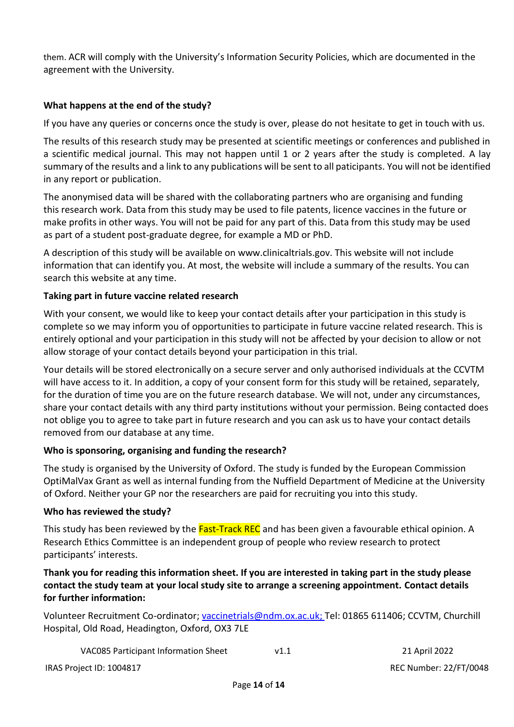them. ACR will comply with the University's Information Security Policies, which are documented in the agreement with the University.

**What happens at the end of the study?**

If you have any queries or concerns once the study is over, please do not hesitate to get in touch with us.

The results of this research study may be presented at scientific meetings or conferences and published in a scientific medical journal. This may not happen until 1 or 2 years after the study is completed. A lay summary of the results and a link to any publications will be sent to all paticipants. You will not be identified in any report or publication.

The anonymised data will be shared with the collaborating partners who are organising and funding this research work. Data from this study may be used to file patents, licence vaccines in the future or make profits in other ways. You will not be paid for any part of this. Data from this study may be used as part of a student post-graduate degree, for example a MD or PhD.

A description of this study will be available on www.clinicaltrials.gov. This website will not include information that can identify you. At most, the website will include a summary of the results. You can search this website at any time.

**Taking part in future vaccine related research**

With your consent, we would like to keep your contact details after your participation in this study is complete so we may inform you of opportunities to participate in future vaccine related research. This is entirely optional and your participation in this study will not be affected by your decision to allow or not allow storage of your contact details beyond your participation in this trial.

Your details will be stored electronically on a secure server and only authorised individuals at the CCVTM will have access to it. In addition, a copy of your consent form for this study will be retained, separately, for the duration of time you are on the future research database. We will not, under any circumstances, share your contact details with any third party institutions without your permission. Being contacted does not oblige you to agree to take part in future research and you can ask us to have your contact details removed from our database at any time.

**Who is sponsoring, organising and funding the research?**

The study is organised by the University of Oxford. The study is funded by the European Commission OptiMalVax Grant as well as internal funding from the Nuffield Department of Medicine at the University of Oxford. Neither your GP nor the researchers are paid for recruiting you into this study.

**Who has reviewed the study?**

This study has been reviewed by the Fast-Track REC and has been given a favourable ethical opinion. A Research Ethics Committee is an independent group of people who review research to protect participants' interests.

**Thank you for reading this information sheet. If you are interested in taking part in the study please contact the study team at your local study site to arrange a screening appointment. Contact details for further information:**

Volunteer Recruitment Co-ordinator; vaccinetrials@ndm.ox.ac.uk; Tel: 01865 611406; CCVTM, Churchill Hospital, Old Road, Headington, Oxford, OX3 7LE